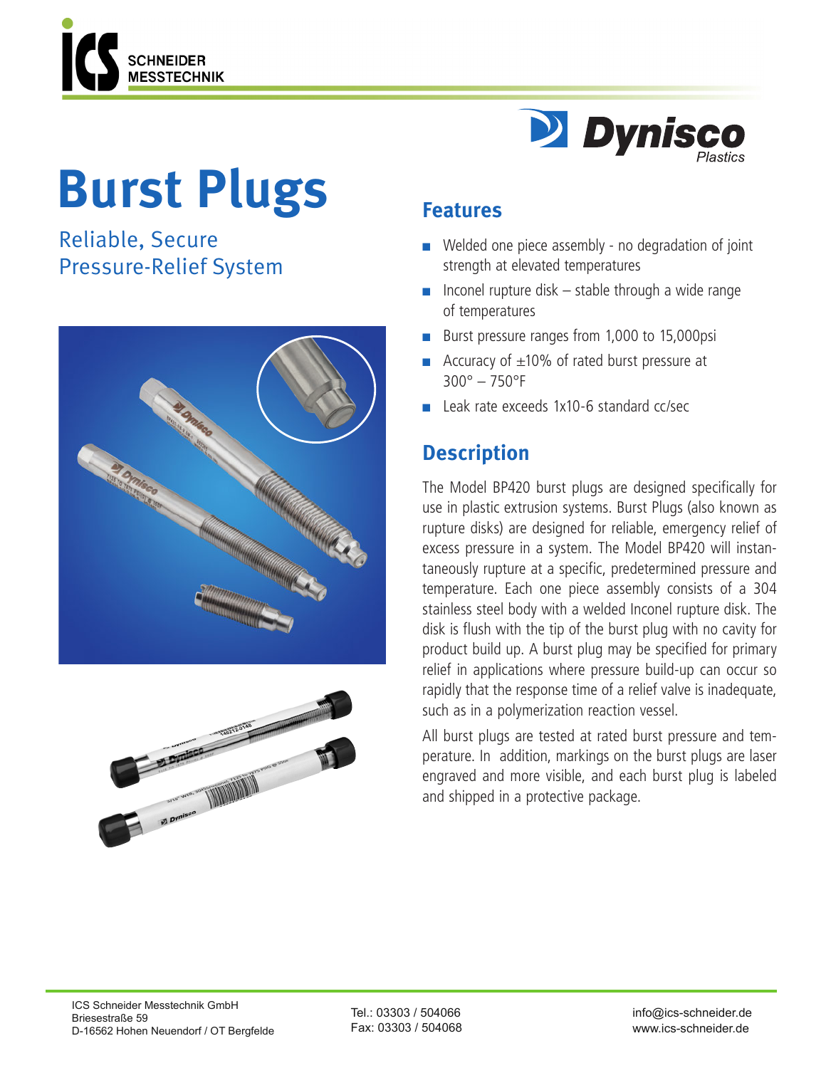# Burst Plugs

Reliable, Secure
Pressure-Relief System

## Features

- Welded one piece assembly - no degradation of joint strength at elevated temperatures
- Inconel rupture disk – stable through a wide range of temperatures
- Burst pressure ranges from 1,000 to 15,000psi
- Accuracy of ±10% of rated burst pressure at 300° – 750°F
- Leak rate exceeds 1x10-6 standard cc/sec

## Description

The Model BP420 burst plugs are designed specifically for use in plastic extrusion systems. Burst Plugs (also known as rupture disks) are designed for reliable, emergency relief of excess pressure in a system. The Model BP420 will instantaneously rupture at a specific, predetermined pressure and temperature. Each one piece assembly consists of a 304 stainless steel body with a welded Inconel rupture disk. The disk is flush with the tip of the burst plug with no cavity for product build up. A burst plug may be specified for primary relief in applications where pressure build-up can occur so rapidly that the response time of a relief valve is inadequate, such as in a polymerization reaction vessel.

All burst plugs are tested at rated burst pressure and temperature. In addition, markings on the burst plugs are laser engraved and more visible, and each burst plug is labeled and shipped in a protective package.

ICS Schneider Messtechnik GmbH
Briesestraße 59
D-16562 Hohen Neuendorf / OT Bergfelde

Tel.: 03303 / 504066
Fax: 03303 / 504068

info@ics-schneider.de
www.ics-schneider.de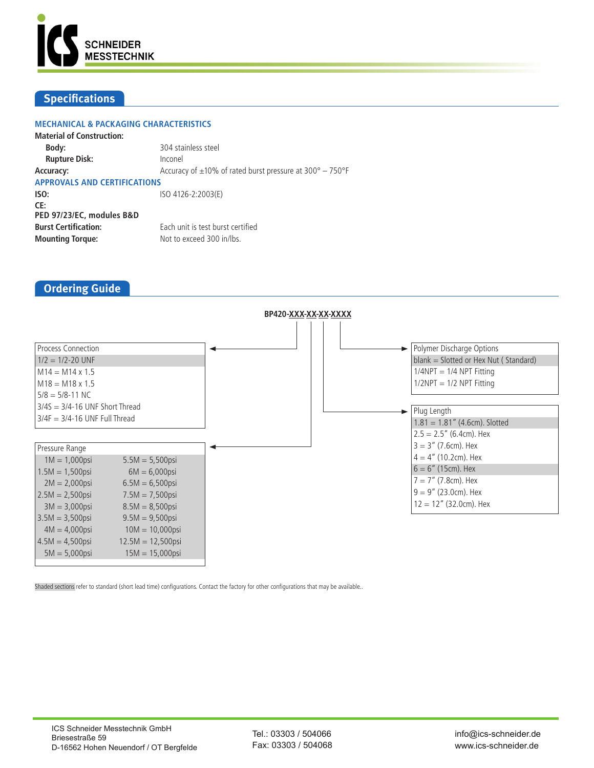## Specifications

### MECHANICAL & PACKAGING CHARACTERISTICS

**Material of Construction:**

| | |
|---|---|
| **Body:** | 304 stainless steel |
| **Rupture Disk:** | Inconel |
| **Accuracy:** | Accuracy of ±10% of rated burst pressure at 300° – 750°F |

### APPROVALS AND CERTIFICATIONS

| | |
|---|---|
| **ISO:** | ISO 4126-2:2003(E) |
| **CE:** | |
| **PED 97/23/EC, modules B&D** | |
| **Burst Certification:** | Each unit is test burst certified |
| **Mounting Torque:** | Not to exceed 300 in/lbs. |

## Ordering Guide

**BP420-XXX-XX-XX-XXXX**

| Process Connection |
|---|
| 1/2 = 1/2-20 UNF |
| M14 = M14 x 1.5 |
| M18 = M18 x 1.5 |
| 5/8 = 5/8-11 NC |
| 3/4S = 3/4-16 UNF Short Thread |
| 3/4F = 3/4-16 UNF Full Thread |

| Pressure Range | |
|---|---|
| 1M = 1,000psi | 5.5M = 5,500psi |
| 1.5M = 1,500psi | 6M = 6,000psi |
| 2M = 2,000psi | 6.5M = 6,500psi |
| 2.5M = 2,500psi | 7.5M = 7,500psi |
| 3M = 3,000psi | 8.5M = 8,500psi |
| 3.5M = 3,500psi | 9.5M = 9,500psi |
| 4M = 4,000psi | 10M = 10,000psi |
| 4.5M = 4,500psi | 12.5M = 12,500psi |
| 5M = 5,000psi | 15M = 15,000psi |

| Plug Length |
|---|
| 1.81 = 1.81" (4.6cm). Slotted |
| 2.5 = 2.5" (6.4cm). Hex |
| 3 = 3" (7.6cm). Hex |
| 4 = 4" (10.2cm). Hex |
| 6 = 6" (15cm). Hex |
| 7 = 7" (7.8cm). Hex |
| 9 = 9" (23.0cm). Hex |
| 12 = 12" (32.0cm). Hex |

| Polymer Discharge Options |
|---|
| blank = Slotted or Hex Nut ( Standard) |
| 1/4NPT = 1/4 NPT Fitting |
| 1/2NPT = 1/2 NPT Fitting |

Shaded sections refer to standard (short lead time) configurations. Contact the factory for other configurations that may be available..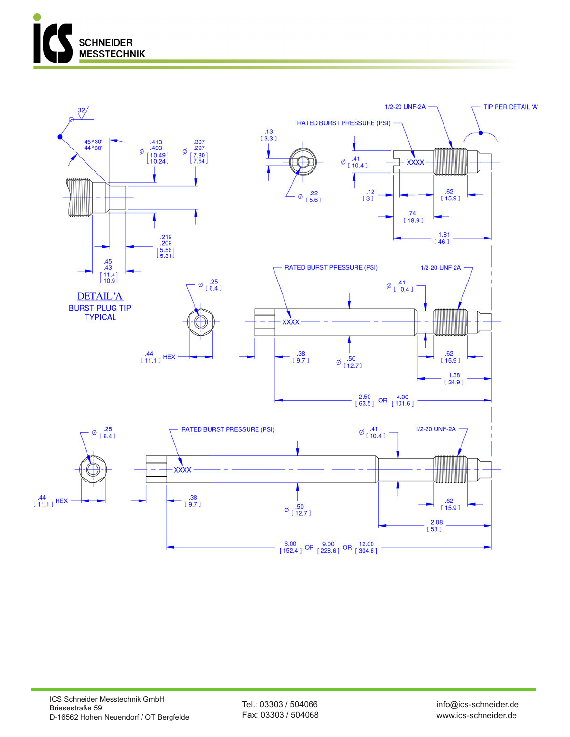SCHNEIDER
MESSTECHNIK

32

45°30'
44°30'

⌀ .413
.403
[10.49
10.24]

⌀ .307
.297
[7.80
7.54]

.219
.209
[5.56
5.31]

.45
.43
[11.4
10.9]

DETAIL 'A'
BURST PLUG TIP
TYPICAL

1/2-20 UNF-2A

TIP PER DETAIL 'A'

RATED BURST PRESSURE (PSI)

.13
[ 3.3 ]

⌀ .41
[ 10.4 ]

XXXX

⌀ .22
[ 5.6 ]

.12
[ 3 ]

.62
[ 15.9 ]

.74
[ 18.9 ]

1.81
[ 46 ]

RATED BURST PRESSURE (PSI)

1/2-20 UNF-2A

⌀ .25
[ 6.4 ]

⌀ .41
[ 10.4 ]

XXXX

.44
[ 11.1 ] HEX

.38
[ 9.7 ]

⌀ .50
[ 12.7 ]

.62
[ 15.9 ]

1.38
[ 34.9 ]

2.50
[ 63.5 ] OR 4.00
[ 101.6 ]

⌀ .25
[ 6.4 ]

RATED BURST PRESSURE (PSI)

⌀ .41
[ 10.4 ]

1/2-20 UNF-2A

XXXX

.44
[ 11.1 ] HEX

.38
[ 9.7 ]

⌀ .50
[ 12.7 ]

.62
[ 15.9 ]

2.08
[ 53 ]

6.00
[ 152.4 ] OR 9.00
[ 228.6 ] OR 12.00
[ 304.8 ]

ICS Schneider Messtechnik GmbH
Briesestraße 59
D-16562 Hohen Neuendorf / OT Bergfelde

Tel.: 03303 / 504066
Fax: 03303 / 504068

info@ics-schneider.de
www.ics-schneider.de